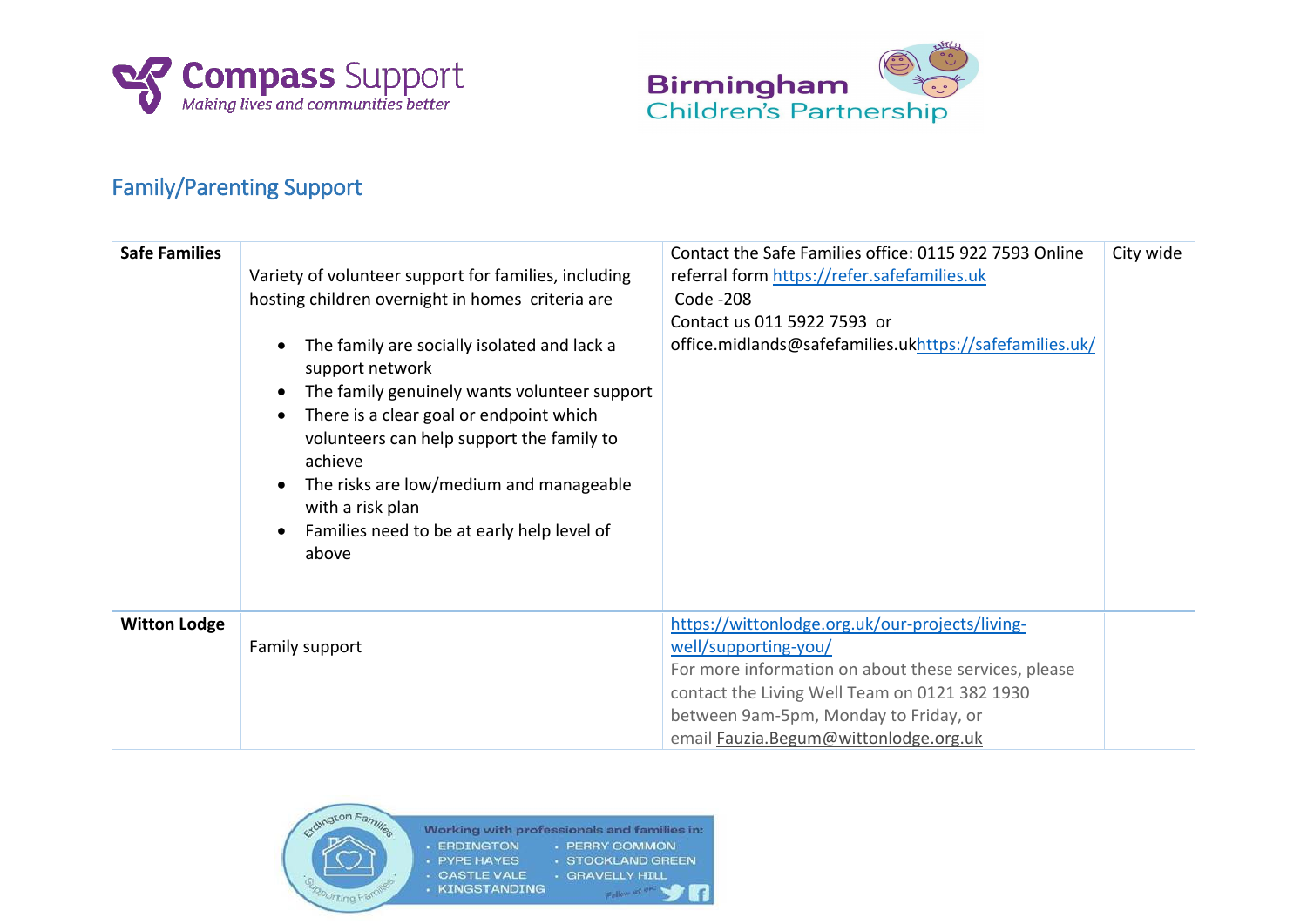## Family/Parenting Support

| | | | |
|---|---|---|---|
| **Safe Families** | Variety of volunteer support for families, including hosting children overnight in homes criteria are<br><br>• The family are socially isolated and lack a support network<br>• The family genuinely wants volunteer support<br>• There is a clear goal or endpoint which volunteers can help support the family to achieve<br>• The risks are low/medium and manageable with a risk plan<br>• Families need to be at early help level of above | Contact the Safe Families office: 0115 922 7593 Online referral form https://refer.safefamilies.uk<br>Code -208<br>Contact us 011 5922 7593 or office.midlands@safefamilies.ukhttps://safefamilies.uk/ | City wide |
| **Witton Lodge** | Family support | https://wittonlodge.org.uk/our-projects/living-well/supporting-you/<br>For more information on about these services, please contact the Living Well Team on 0121 382 1930 between 9am-5pm, Monday to Friday, or email Fauzia.Begum@wittonlodge.org.uk | |

Erdington Families – Supporting Families

Working with professionals and families in:

- ERDINGTON
- PYPE HAYES
- CASTLE VALE
- KINGSTANDING
- PERRY COMMON
- STOCKLAND GREEN
- GRAVELLY HILL

Follow us on: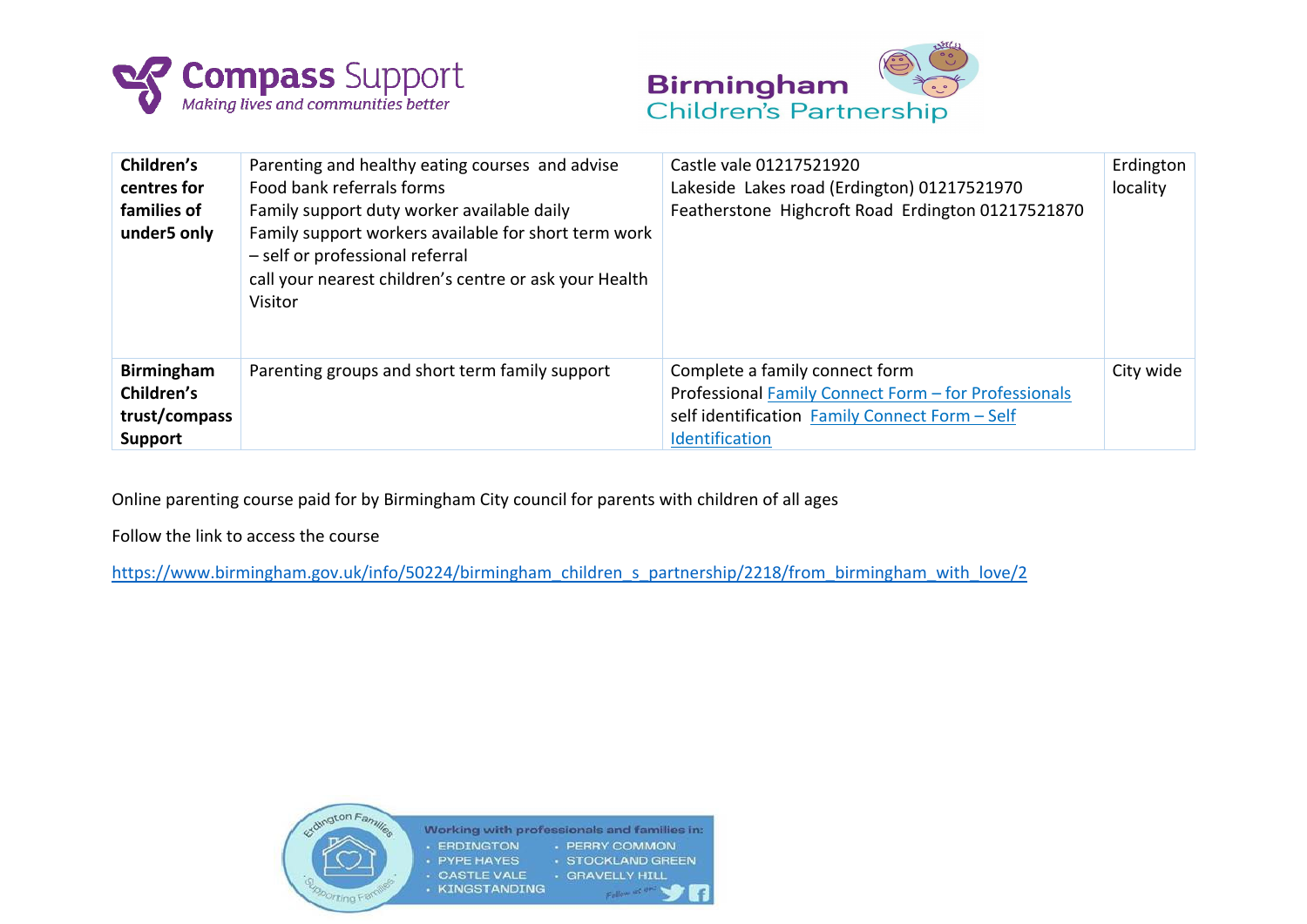| | | | |
|---|---|---|---|
| **Children's centres for families of under5 only** | Parenting and healthy eating courses and advise<br>Food bank referrals forms<br>Family support duty worker available daily<br>Family support workers available for short term work – self or professional referral<br>call your nearest children's centre or ask your Health Visitor | Castle vale 01217521920<br>Lakeside Lakes road (Erdington) 01217521970<br>Featherstone Highcroft Road Erdington 01217521870 | Erdington locality |
| **Birmingham Children's trust/compass Support** | Parenting groups and short term family support | Complete a family connect form<br>Professional Family Connect Form – for Professionals<br>self identification Family Connect Form – Self Identification | City wide |

Online parenting course paid for by Birmingham City council for parents with children of all ages

Follow the link to access the course

https://www.birmingham.gov.uk/info/50224/birmingham_children_s_partnership/2218/from_birmingham_with_love/2

Working with professionals and families in:
- ERDINGTON
- PYPE HAYES
- CASTLE VALE
- KINGSTANDING
- PERRY COMMON
- STOCKLAND GREEN
- GRAVELLY HILL